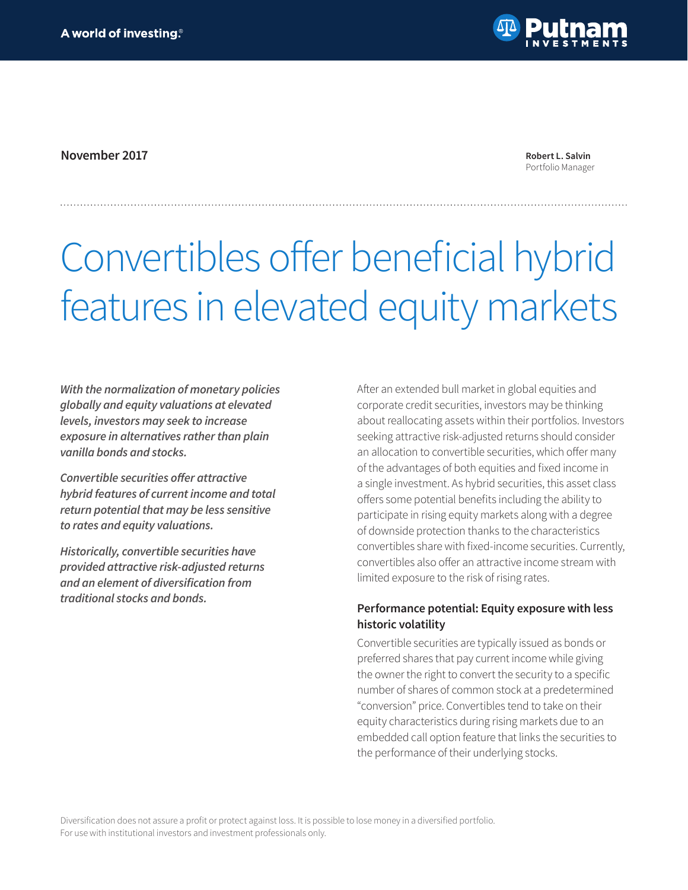November 2017

**Robert L. Salvin**
Portfolio Manager

# Convertibles offer beneficial hybrid features in elevated equity markets

***With the normalization of monetary policies globally and equity valuations at elevated levels, investors may seek to increase exposure in alternatives rather than plain vanilla bonds and stocks.***

***Convertible securities offer attractive hybrid features of current income and total return potential that may be less sensitive to rates and equity valuations.***

***Historically, convertible securities have provided attractive risk-adjusted returns and an element of diversification from traditional stocks and bonds.***

After an extended bull market in global equities and corporate credit securities, investors may be thinking about reallocating assets within their portfolios. Investors seeking attractive risk-adjusted returns should consider an allocation to convertible securities, which offer many of the advantages of both equities and fixed income in a single investment. As hybrid securities, this asset class offers some potential benefits including the ability to participate in rising equity markets along with a degree of downside protection thanks to the characteristics convertibles share with fixed-income securities. Currently, convertibles also offer an attractive income stream with limited exposure to the risk of rising rates.

## Performance potential: Equity exposure with less historic volatility

Convertible securities are typically issued as bonds or preferred shares that pay current income while giving the owner the right to convert the security to a specific number of shares of common stock at a predetermined "conversion" price. Convertibles tend to take on their equity characteristics during rising markets due to an embedded call option feature that links the securities to the performance of their underlying stocks.

Diversification does not assure a profit or protect against loss. It is possible to lose money in a diversified portfolio.
For use with institutional investors and investment professionals only.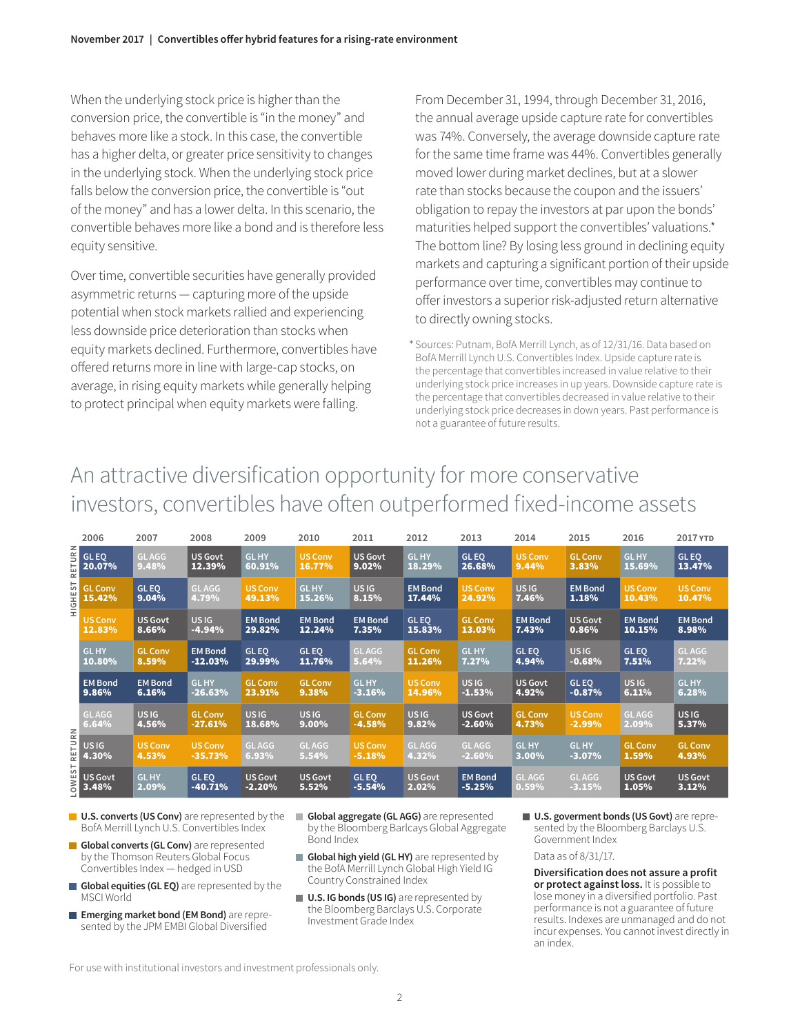When the underlying stock price is higher than the conversion price, the convertible is "in the money" and behaves more like a stock. In this case, the convertible has a higher delta, or greater price sensitivity to changes in the underlying stock. When the underlying stock price falls below the conversion price, the convertible is "out of the money" and has a lower delta. In this scenario, the convertible behaves more like a bond and is therefore less equity sensitive.

Over time, convertible securities have generally provided asymmetric returns — capturing more of the upside potential when stock markets rallied and experiencing less downside price deterioration than stocks when equity markets declined. Furthermore, convertibles have offered returns more in line with large-cap stocks, on average, in rising equity markets while generally helping to protect principal when equity markets were falling.

From December 31, 1994, through December 31, 2016, the annual average upside capture rate for convertibles was 74%. Conversely, the average downside capture rate for the same time frame was 44%. Convertibles generally moved lower during market declines, but at a slower rate than stocks because the coupon and the issuers' obligation to repay the investors at par upon the bonds' maturities helped support the convertibles' valuations.* The bottom line? By losing less ground in declining equity markets and capturing a significant portion of their upside performance over time, convertibles may continue to offer investors a superior risk-adjusted return alternative to directly owning stocks.

\* Sources: Putnam, BofA Merrill Lynch, as of 12/31/16. Data based on BofA Merrill Lynch U.S. Convertibles Index. Upside capture rate is the percentage that convertibles increased in value relative to their underlying stock price increases in up years. Downside capture rate is the percentage that convertibles decreased in value relative to their underlying stock price decreases in down years. Past performance is not a guarantee of future results.

## An attractive diversification opportunity for more conservative investors, convertibles have often outperformed fixed-income assets

| | 2006 | 2007 | 2008 | 2009 | 2010 | 2011 | 2012 | 2013 | 2014 | 2015 | 2016 | 2017 YTD |
|---|---|---|---|---|---|---|---|---|---|---|---|---|
| HIGHEST RETURN | GL EQ 20.07% | GL AGG 9.48% | US Govt 12.39% | GL HY 60.91% | US Conv 16.77% | US Govt 9.02% | GL HY 18.29% | GL EQ 26.68% | US Conv 9.44% | GL Conv 3.83% | GL HY 15.69% | GL EQ 13.47% |
| | GL Conv 15.42% | GL EQ 9.04% | GL AGG 4.79% | US Conv 49.13% | GL HY 15.26% | US IG 8.15% | EM Bond 17.44% | US Conv 24.92% | US IG 7.46% | EM Bond 1.18% | US Conv 10.43% | US Conv 10.47% |
| | US Conv 12.83% | US Govt 8.66% | US IG -4.94% | EM Bond 29.82% | EM Bond 12.24% | EM Bond 7.35% | GL EQ 15.83% | GL Conv 13.03% | EM Bond 7.43% | US Govt 0.86% | EM Bond 10.15% | EM Bond 8.98% |
| | GL HY 10.80% | GL Conv 8.59% | EM Bond -12.03% | GL EQ 29.99% | GL EQ 11.76% | GL AGG 5.64% | GL Conv 11.26% | GL HY 7.27% | GL EQ 4.94% | US IG -0.68% | GL EQ 7.51% | GL AGG 7.22% |
| | EM Bond 9.86% | EM Bond 6.16% | GL HY -26.63% | GL Conv 23.91% | GL Conv 9.38% | GL HY -3.16% | US Conv 14.96% | US IG -1.53% | US Govt 4.92% | GL EQ -0.87% | US IG 6.11% | GL HY 6.28% |
| | GL AGG 6.64% | US IG 4.56% | GL Conv -27.61% | US IG 18.68% | US IG 9.00% | GL Conv -4.58% | US IG 9.82% | US Govt -2.60% | GL Conv 4.73% | US Conv -2.99% | GL AGG 2.09% | US IG 5.37% |
| | US IG 4.30% | US Conv 4.53% | US Conv -35.73% | GL AGG 6.93% | GL AGG 5.54% | US Conv -5.18% | GL AGG 4.32% | GL AGG -2.60% | GL HY 3.00% | GL HY -3.07% | GL Conv 1.59% | GL Conv 4.93% |
| LOWEST RETURN | US Govt 3.48% | GL HY 2.09% | GL EQ -40.71% | US Govt -2.20% | US Govt 5.52% | GL EQ -5.54% | US Govt 2.02% | EM Bond -5.25% | GL AGG 0.59% | GL AGG -3.15% | US Govt 1.05% | US Govt 3.12% |

- **U.S. converts (US Conv)** are represented by the BofA Merrill Lynch U.S. Convertibles Index
- **Global converts (GL Conv)** are represented by the Thomson Reuters Global Focus Convertibles Index — hedged in USD
- **Global equities (GL EQ)** are represented by the MSCI World
- **Emerging market bond (EM Bond)** are represented by the JPM EMBI Global Diversified
- **Global aggregate (GL AGG)** are represented by the Bloomberg Barclays Global Aggregate Bond Index
- **Global high yield (GL HY)** are represented by the BofA Merrill Lynch Global High Yield IG Country Constrained Index
- **U.S. IG bonds (US IG)** are represented by the Bloomberg Barclays U.S. Corporate Investment Grade Index
- **U.S. goverment bonds (US Govt)** are represented by the Bloomberg Barclays U.S. Government Index

Data as of 8/31/17.

**Diversification does not assure a profit or protect against loss.** It is possible to lose money in a diversified portfolio. Past performance is not a guarantee of future results. Indexes are unmanaged and do not incur expenses. You cannot invest directly in an index.

For use with institutional investors and investment professionals only.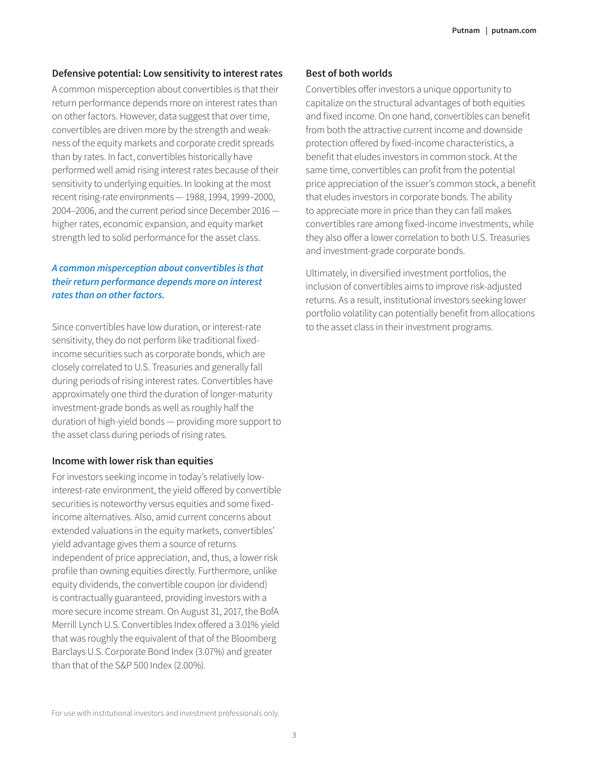### Defensive potential: Low sensitivity to interest rates

A common misperception about convertibles is that their return performance depends more on interest rates than on other factors. However, data suggest that over time, convertibles are driven more by the strength and weakness of the equity markets and corporate credit spreads than by rates. In fact, convertibles historically have performed well amid rising interest rates because of their sensitivity to underlying equities. In looking at the most recent rising-rate environments — 1988, 1994, 1999–2000, 2004–2006, and the current period since December 2016 — higher rates, economic expansion, and equity market strength led to solid performance for the asset class.

***A common misperception about convertibles is that their return performance depends more on interest rates than on other factors.***

Since convertibles have low duration, or interest-rate sensitivity, they do not perform like traditional fixed-income securities such as corporate bonds, which are closely correlated to U.S. Treasuries and generally fall during periods of rising interest rates. Convertibles have approximately one third the duration of longer-maturity investment-grade bonds as well as roughly half the duration of high-yield bonds — providing more support to the asset class during periods of rising rates.

### Income with lower risk than equities

For investors seeking income in today's relatively low-interest-rate environment, the yield offered by convertible securities is noteworthy versus equities and some fixed-income alternatives. Also, amid current concerns about extended valuations in the equity markets, convertibles' yield advantage gives them a source of returns independent of price appreciation, and, thus, a lower risk profile than owning equities directly. Furthermore, unlike equity dividends, the convertible coupon (or dividend) is contractually guaranteed, providing investors with a more secure income stream. On August 31, 2017, the BofA Merrill Lynch U.S. Convertibles Index offered a 3.01% yield that was roughly the equivalent of that of the Bloomberg Barclays U.S. Corporate Bond Index (3.07%) and greater than that of the S&P 500 Index (2.00%).

### Best of both worlds

Convertibles offer investors a unique opportunity to capitalize on the structural advantages of both equities and fixed income. On one hand, convertibles can benefit from both the attractive current income and downside protection offered by fixed-income characteristics, a benefit that eludes investors in common stock. At the same time, convertibles can profit from the potential price appreciation of the issuer's common stock, a benefit that eludes investors in corporate bonds. The ability to appreciate more in price than they can fall makes convertibles rare among fixed-income investments, while they also offer a lower correlation to both U.S. Treasuries and investment-grade corporate bonds.

Ultimately, in diversified investment portfolios, the inclusion of convertibles aims to improve risk-adjusted returns. As a result, institutional investors seeking lower portfolio volatility can potentially benefit from allocations to the asset class in their investment programs.

For use with institutional investors and investment professionals only.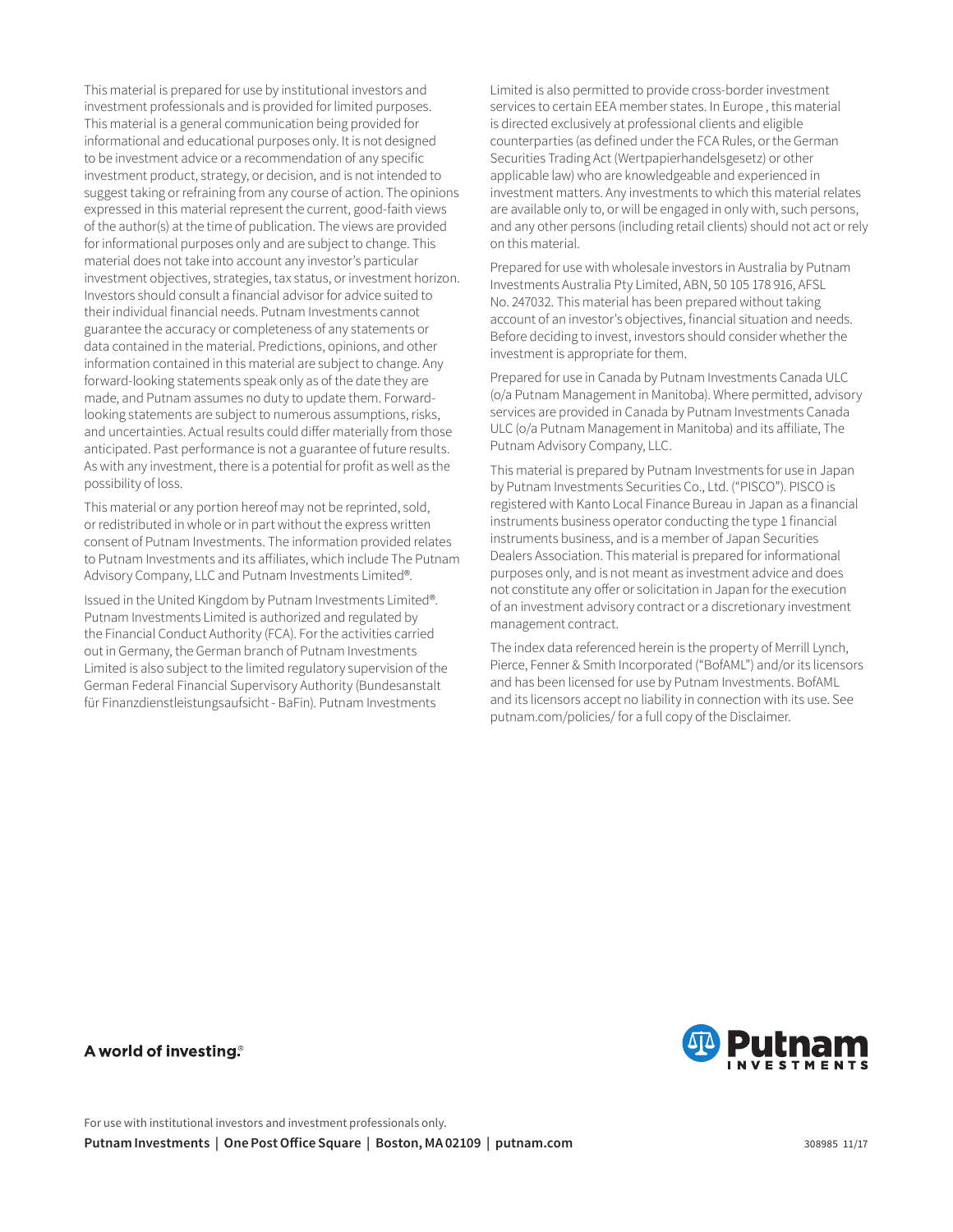This material is prepared for use by institutional investors and investment professionals and is provided for limited purposes. This material is a general communication being provided for informational and educational purposes only. It is not designed to be investment advice or a recommendation of any specific investment product, strategy, or decision, and is not intended to suggest taking or refraining from any course of action. The opinions expressed in this material represent the current, good-faith views of the author(s) at the time of publication. The views are provided for informational purposes only and are subject to change. This material does not take into account any investor's particular investment objectives, strategies, tax status, or investment horizon. Investors should consult a financial advisor for advice suited to their individual financial needs. Putnam Investments cannot guarantee the accuracy or completeness of any statements or data contained in the material. Predictions, opinions, and other information contained in this material are subject to change. Any forward-looking statements speak only as of the date they are made, and Putnam assumes no duty to update them. Forward-looking statements are subject to numerous assumptions, risks, and uncertainties. Actual results could differ materially from those anticipated. Past performance is not a guarantee of future results. As with any investment, there is a potential for profit as well as the possibility of loss.

This material or any portion hereof may not be reprinted, sold, or redistributed in whole or in part without the express written consent of Putnam Investments. The information provided relates to Putnam Investments and its affiliates, which include The Putnam Advisory Company, LLC and Putnam Investments Limited®.

Issued in the United Kingdom by Putnam Investments Limited®. Putnam Investments Limited is authorized and regulated by the Financial Conduct Authority (FCA). For the activities carried out in Germany, the German branch of Putnam Investments Limited is also subject to the limited regulatory supervision of the German Federal Financial Supervisory Authority (Bundesanstalt für Finanzdienstleistungsaufsicht - BaFin). Putnam Investments Limited is also permitted to provide cross-border investment services to certain EEA member states. In Europe , this material is directed exclusively at professional clients and eligible counterparties (as defined under the FCA Rules, or the German Securities Trading Act (Wertpapierhandelsgesetz) or other applicable law) who are knowledgeable and experienced in investment matters. Any investments to which this material relates are available only to, or will be engaged in only with, such persons, and any other persons (including retail clients) should not act or rely on this material.

Prepared for use with wholesale investors in Australia by Putnam Investments Australia Pty Limited, ABN, 50 105 178 916, AFSL No. 247032. This material has been prepared without taking account of an investor's objectives, financial situation and needs. Before deciding to invest, investors should consider whether the investment is appropriate for them.

Prepared for use in Canada by Putnam Investments Canada ULC (o/a Putnam Management in Manitoba). Where permitted, advisory services are provided in Canada by Putnam Investments Canada ULC (o/a Putnam Management in Manitoba) and its affiliate, The Putnam Advisory Company, LLC.

This material is prepared by Putnam Investments for use in Japan by Putnam Investments Securities Co., Ltd. ("PISCO"). PISCO is registered with Kanto Local Finance Bureau in Japan as a financial instruments business operator conducting the type 1 financial instruments business, and is a member of Japan Securities Dealers Association. This material is prepared for informational purposes only, and is not meant as investment advice and does not constitute any offer or solicitation in Japan for the execution of an investment advisory contract or a discretionary investment management contract.

The index data referenced herein is the property of Merrill Lynch, Pierce, Fenner & Smith Incorporated ("BofAML") and/or its licensors and has been licensed for use by Putnam Investments. BofAML and its licensors accept no liability in connection with its use. See putnam.com/policies/ for a full copy of the Disclaimer.

**A world of investing.®**

**Putnam INVESTMENTS**

For use with institutional investors and investment professionals only.

**Putnam Investments | One Post Office Square | Boston, MA 02109 | putnam.com**

308985 11/17